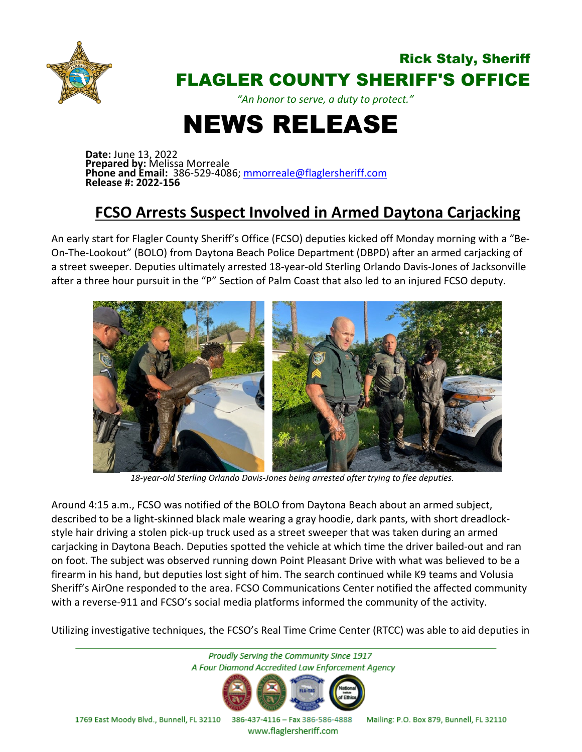Rick Staly, Sheriff

# FLAGLER COUNTY SHERIFF'S OFFICE

*"An honor to serve, a duty to protect."*

# NEWS RELEASE

**Date:** June 13, 2022
**Prepared by:** Melissa Morreale
**Phone and Email:** 386-529-4086; mmorreale@flaglersheriff.com
**Release #: 2022-156**

## FCSO Arrests Suspect Involved in Armed Daytona Carjacking

An early start for Flagler County Sheriff's Office (FCSO) deputies kicked off Monday morning with a "Be-On-The-Lookout" (BOLO) from Daytona Beach Police Department (DBPD) after an armed carjacking of a street sweeper. Deputies ultimately arrested 18-year-old Sterling Orlando Davis-Jones of Jacksonville after a three hour pursuit in the "P" Section of Palm Coast that also led to an injured FCSO deputy.

*18-year-old Sterling Orlando Davis-Jones being arrested after trying to flee deputies.*

Around 4:15 a.m., FCSO was notified of the BOLO from Daytona Beach about an armed subject, described to be a light-skinned black male wearing a gray hoodie, dark pants, with short dreadlock-style hair driving a stolen pick-up truck used as a street sweeper that was taken during an armed carjacking in Daytona Beach. Deputies spotted the vehicle at which time the driver bailed-out and ran on foot. The subject was observed running down Point Pleasant Drive with what was believed to be a firearm in his hand, but deputies lost sight of him. The search continued while K9 teams and Volusia Sheriff's AirOne responded to the area. FCSO Communications Center notified the affected community with a reverse-911 and FCSO's social media platforms informed the community of the activity.

Utilizing investigative techniques, the FCSO's Real Time Crime Center (RTCC) was able to aid deputies in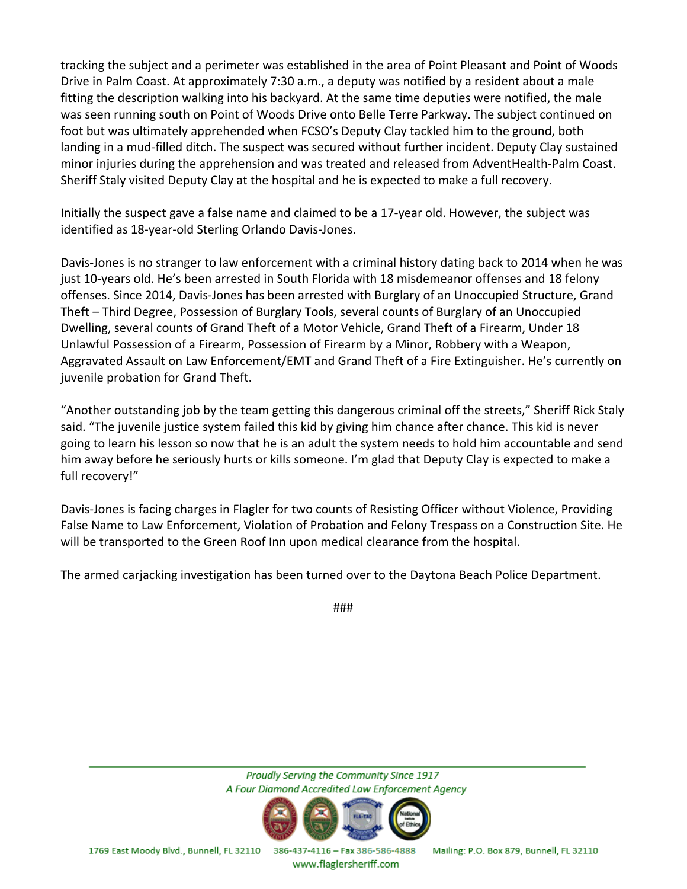tracking the subject and a perimeter was established in the area of Point Pleasant and Point of Woods Drive in Palm Coast. At approximately 7:30 a.m., a deputy was notified by a resident about a male fitting the description walking into his backyard. At the same time deputies were notified, the male was seen running south on Point of Woods Drive onto Belle Terre Parkway. The subject continued on foot but was ultimately apprehended when FCSO's Deputy Clay tackled him to the ground, both landing in a mud-filled ditch. The suspect was secured without further incident. Deputy Clay sustained minor injuries during the apprehension and was treated and released from AdventHealth-Palm Coast. Sheriff Staly visited Deputy Clay at the hospital and he is expected to make a full recovery.

Initially the suspect gave a false name and claimed to be a 17-year old. However, the subject was identified as 18-year-old Sterling Orlando Davis-Jones.

Davis-Jones is no stranger to law enforcement with a criminal history dating back to 2014 when he was just 10-years old. He's been arrested in South Florida with 18 misdemeanor offenses and 18 felony offenses. Since 2014, Davis-Jones has been arrested with Burglary of an Unoccupied Structure, Grand Theft – Third Degree, Possession of Burglary Tools, several counts of Burglary of an Unoccupied Dwelling, several counts of Grand Theft of a Motor Vehicle, Grand Theft of a Firearm, Under 18 Unlawful Possession of a Firearm, Possession of Firearm by a Minor, Robbery with a Weapon, Aggravated Assault on Law Enforcement/EMT and Grand Theft of a Fire Extinguisher. He's currently on juvenile probation for Grand Theft.

"Another outstanding job by the team getting this dangerous criminal off the streets," Sheriff Rick Staly said. "The juvenile justice system failed this kid by giving him chance after chance. This kid is never going to learn his lesson so now that he is an adult the system needs to hold him accountable and send him away before he seriously hurts or kills someone. I'm glad that Deputy Clay is expected to make a full recovery!"

Davis-Jones is facing charges in Flagler for two counts of Resisting Officer without Violence, Providing False Name to Law Enforcement, Violation of Probation and Felony Trespass on a Construction Site. He will be transported to the Green Roof Inn upon medical clearance from the hospital.

The armed carjacking investigation has been turned over to the Daytona Beach Police Department.

###